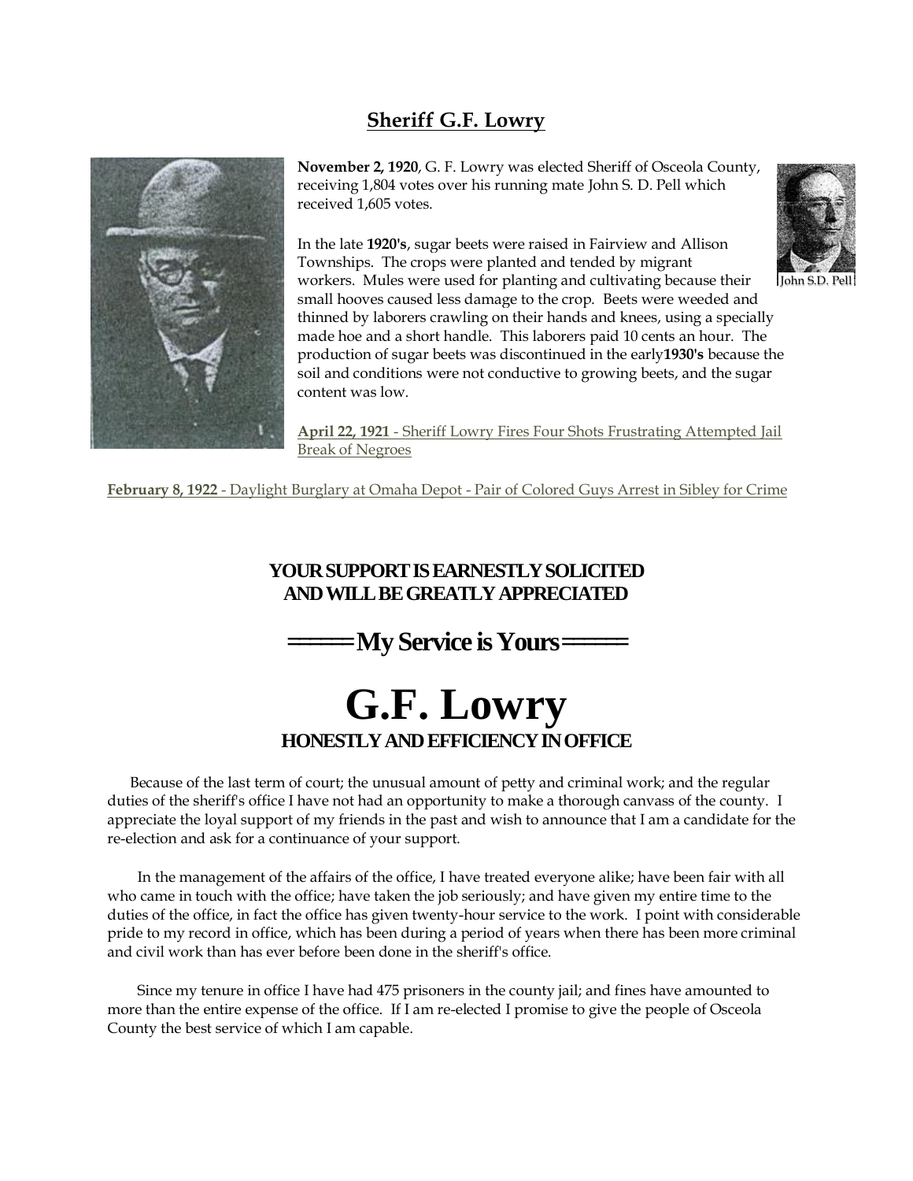## Sheriff G.F. Lowry

**November 2, 1920**, G. F. Lowry was elected Sheriff of Osceola County, receiving 1,804 votes over his running mate John S. D. Pell which received 1,605 votes.

John S.D. Pell

In the late **1920's**, sugar beets were raised in Fairview and Allison Townships. The crops were planted and tended by migrant workers. Mules were used for planting and cultivating because their small hooves caused less damage to the crop. Beets were weeded and thinned by laborers crawling on their hands and knees, using a specially made hoe and a short handle. This laborers paid 10 cents an hour. The production of sugar beets was discontinued in the early**1930's** because the soil and conditions were not conductive to growing beets, and the sugar content was low.

**April 22, 1921** - Sheriff Lowry Fires Four Shots Frustrating Attempted Jail Break of Negroes

**February 8, 1922** - Daylight Burglary at Omaha Depot - Pair of Colored Guys Arrest in Sibley for Crime

**YOUR SUPPORT IS EARNESTLY SOLICITED**
**AND WILL BE GREATLY APPRECIATED**

**=====My Service is Yours=====**

# G.F. Lowry

**HONESTLY AND EFFICIENCY IN OFFICE**

Because of the last term of court; the unusual amount of petty and criminal work; and the regular duties of the sheriff's office I have not had an opportunity to make a thorough canvass of the county. I appreciate the loyal support of my friends in the past and wish to announce that I am a candidate for the re-election and ask for a continuance of your support.

In the management of the affairs of the office, I have treated everyone alike; have been fair with all who came in touch with the office; have taken the job seriously; and have given my entire time to the duties of the office, in fact the office has given twenty-hour service to the work. I point with considerable pride to my record in office, which has been during a period of years when there has been more criminal and civil work than has ever before been done in the sheriff's office.

Since my tenure in office I have had 475 prisoners in the county jail; and fines have amounted to more than the entire expense of the office. If I am re-elected I promise to give the people of Osceola County the best service of which I am capable.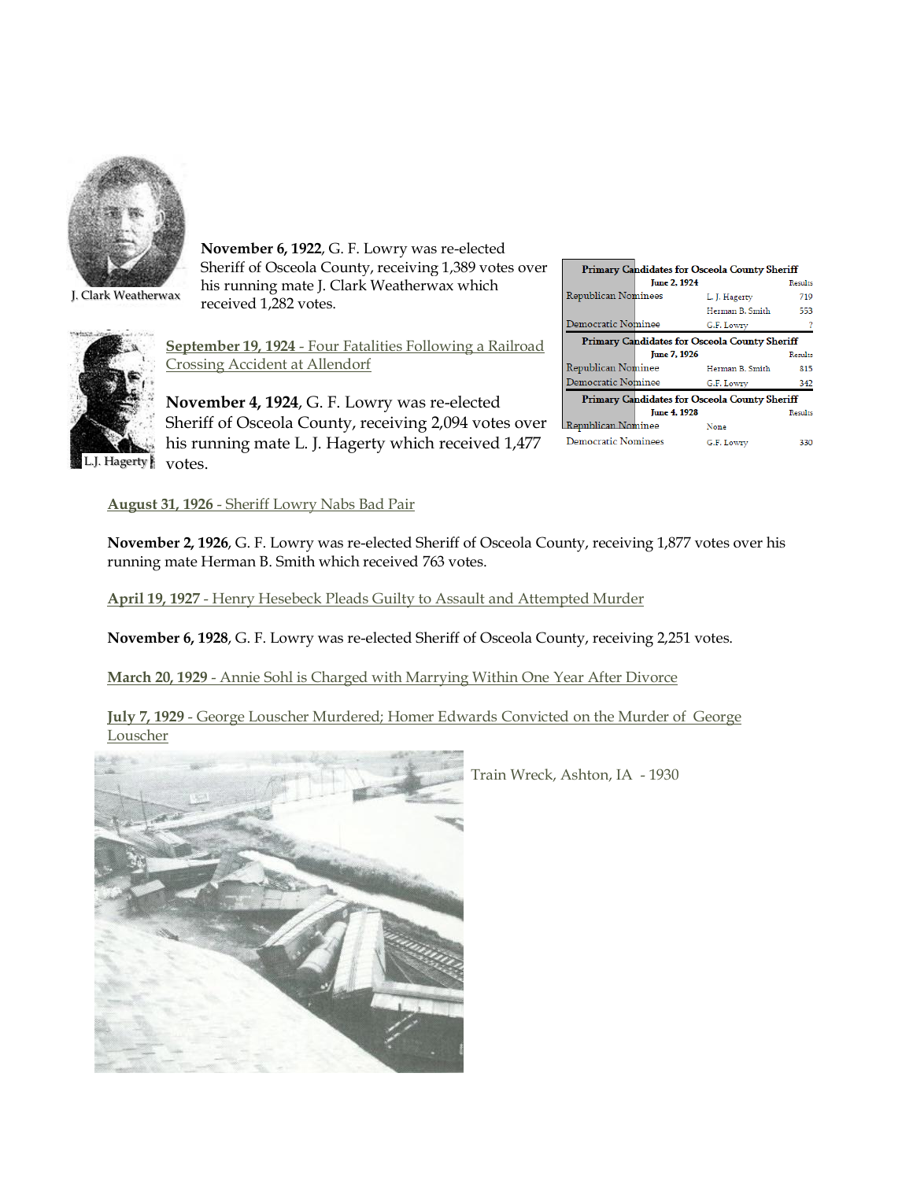J. Clark Weatherwax

**November 6, 1922**, G. F. Lowry was re-elected Sheriff of Osceola County, receiving 1,389 votes over his running mate J. Clark Weatherwax which received 1,282 votes.

| Primary Candidates for Osceola County Sheriff | | |
|---|---|---|
| June 2, 1924 | | Results |
| Republican Nominees | L. J. Hagerty | 719 |
| | Herman B. Smith | 553 |
| Democratic Nominee | G.F. Lowry | ? |
| **Primary Candidates for Osceola County Sheriff** | | |
| June 7, 1926 | | Results |
| Republican Nominee | Herman B. Smith | 815 |
| Democratic Nominee | G.F. Lowry | 342 |
| **Primary Candidates for Osceola County Sheriff** | | |
| June 4, 1928 | | Results |
| Republican Nominee | None | |
| Democratic Nominees | G.F. Lowry | 330 |

L.J. Hagerty

**September 19, 1924** - Four Fatalities Following a Railroad Crossing Accident at Allendorf

**November 4, 1924**, G. F. Lowry was re-elected Sheriff of Osceola County, receiving 2,094 votes over his running mate L. J. Hagerty which received 1,477 votes.

**August 31, 1926** - Sheriff Lowry Nabs Bad Pair

**November 2, 1926**, G. F. Lowry was re-elected Sheriff of Osceola County, receiving 1,877 votes over his running mate Herman B. Smith which received 763 votes.

**April 19, 1927** - Henry Hesebeck Pleads Guilty to Assault and Attempted Murder

**November 6, 1928**, G. F. Lowry was re-elected Sheriff of Osceola County, receiving 2,251 votes.

**March 20, 1929** - Annie Sohl is Charged with Marrying Within One Year After Divorce

**July 7, 1929** - George Louscher Murdered; Homer Edwards Convicted on the Murder of George Louscher

Train Wreck, Ashton, IA - 1930